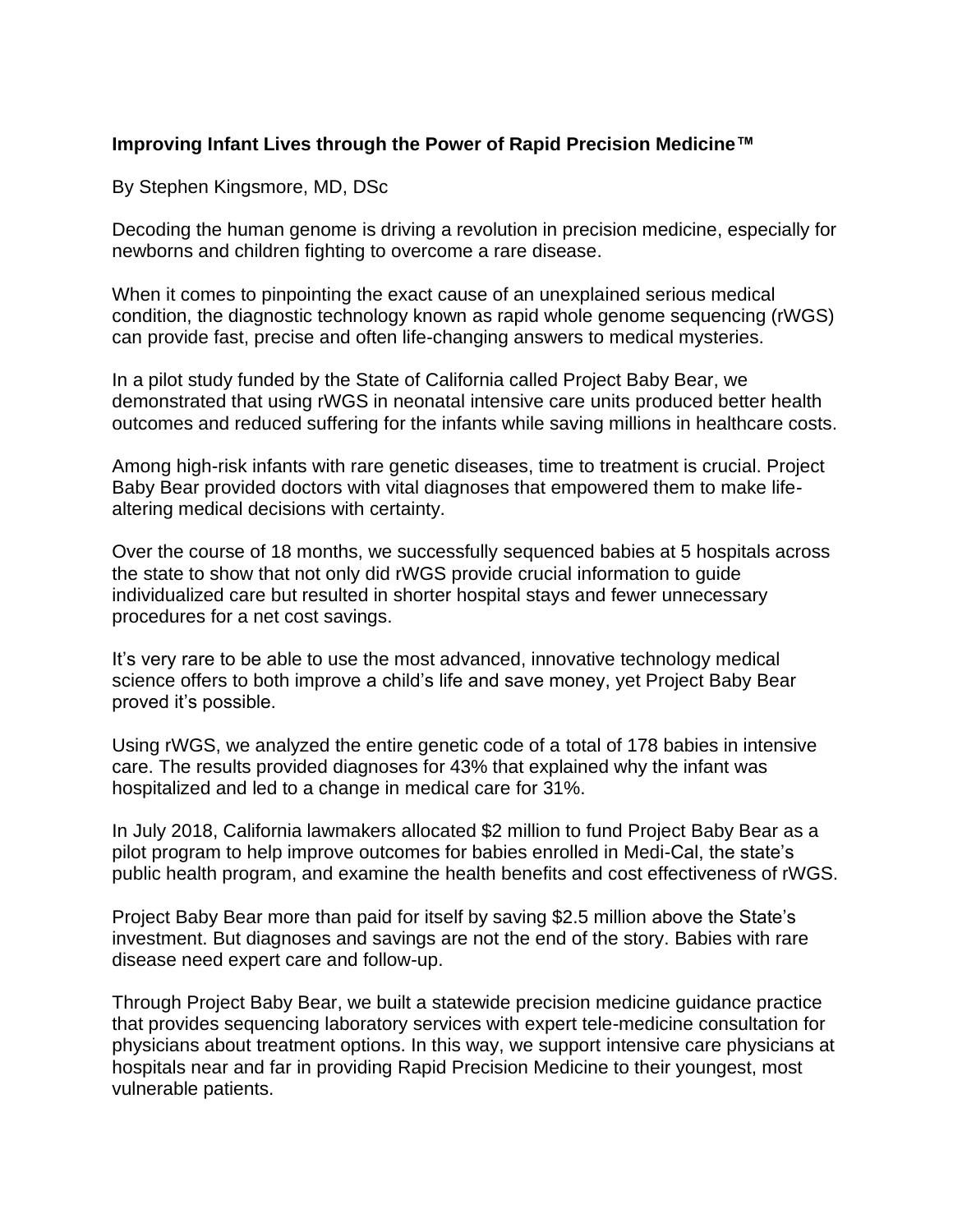**Improving Infant Lives through the Power of Rapid Precision Medicine™**

By Stephen Kingsmore, MD, DSc

Decoding the human genome is driving a revolution in precision medicine, especially for newborns and children fighting to overcome a rare disease.

When it comes to pinpointing the exact cause of an unexplained serious medical condition, the diagnostic technology known as rapid whole genome sequencing (rWGS) can provide fast, precise and often life-changing answers to medical mysteries.

In a pilot study funded by the State of California called Project Baby Bear, we demonstrated that using rWGS in neonatal intensive care units produced better health outcomes and reduced suffering for the infants while saving millions in healthcare costs.

Among high-risk infants with rare genetic diseases, time to treatment is crucial. Project Baby Bear provided doctors with vital diagnoses that empowered them to make life-altering medical decisions with certainty.

Over the course of 18 months, we successfully sequenced babies at 5 hospitals across the state to show that not only did rWGS provide crucial information to guide individualized care but resulted in shorter hospital stays and fewer unnecessary procedures for a net cost savings.

It's very rare to be able to use the most advanced, innovative technology medical science offers to both improve a child's life and save money, yet Project Baby Bear proved it's possible.

Using rWGS, we analyzed the entire genetic code of a total of 178 babies in intensive care. The results provided diagnoses for 43% that explained why the infant was hospitalized and led to a change in medical care for 31%.

In July 2018, California lawmakers allocated $2 million to fund Project Baby Bear as a pilot program to help improve outcomes for babies enrolled in Medi-Cal, the state's public health program, and examine the health benefits and cost effectiveness of rWGS.

Project Baby Bear more than paid for itself by saving $2.5 million above the State's investment. But diagnoses and savings are not the end of the story. Babies with rare disease need expert care and follow-up.

Through Project Baby Bear, we built a statewide precision medicine guidance practice that provides sequencing laboratory services with expert tele-medicine consultation for physicians about treatment options. In this way, we support intensive care physicians at hospitals near and far in providing Rapid Precision Medicine to their youngest, most vulnerable patients.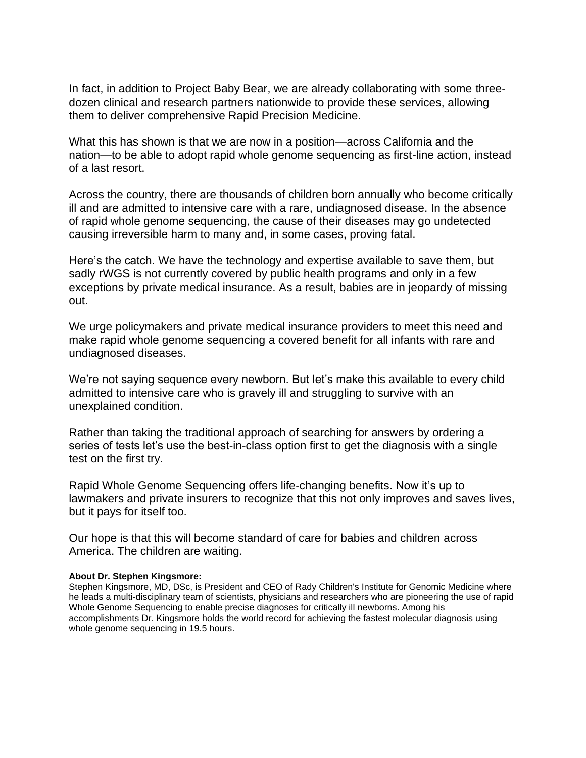In fact, in addition to Project Baby Bear, we are already collaborating with some three-dozen clinical and research partners nationwide to provide these services, allowing them to deliver comprehensive Rapid Precision Medicine.

What this has shown is that we are now in a position—across California and the nation—to be able to adopt rapid whole genome sequencing as first-line action, instead of a last resort.

Across the country, there are thousands of children born annually who become critically ill and are admitted to intensive care with a rare, undiagnosed disease. In the absence of rapid whole genome sequencing, the cause of their diseases may go undetected causing irreversible harm to many and, in some cases, proving fatal.

Here's the catch. We have the technology and expertise available to save them, but sadly rWGS is not currently covered by public health programs and only in a few exceptions by private medical insurance. As a result, babies are in jeopardy of missing out.

We urge policymakers and private medical insurance providers to meet this need and make rapid whole genome sequencing a covered benefit for all infants with rare and undiagnosed diseases.

We're not saying sequence every newborn. But let's make this available to every child admitted to intensive care who is gravely ill and struggling to survive with an unexplained condition.

Rather than taking the traditional approach of searching for answers by ordering a series of tests let's use the best-in-class option first to get the diagnosis with a single test on the first try.

Rapid Whole Genome Sequencing offers life-changing benefits. Now it's up to lawmakers and private insurers to recognize that this not only improves and saves lives, but it pays for itself too.

Our hope is that this will become standard of care for babies and children across America. The children are waiting.

**About Dr. Stephen Kingsmore:**

Stephen Kingsmore, MD, DSc, is President and CEO of Rady Children's Institute for Genomic Medicine where he leads a multi-disciplinary team of scientists, physicians and researchers who are pioneering the use of rapid Whole Genome Sequencing to enable precise diagnoses for critically ill newborns. Among his accomplishments Dr. Kingsmore holds the world record for achieving the fastest molecular diagnosis using whole genome sequencing in 19.5 hours.